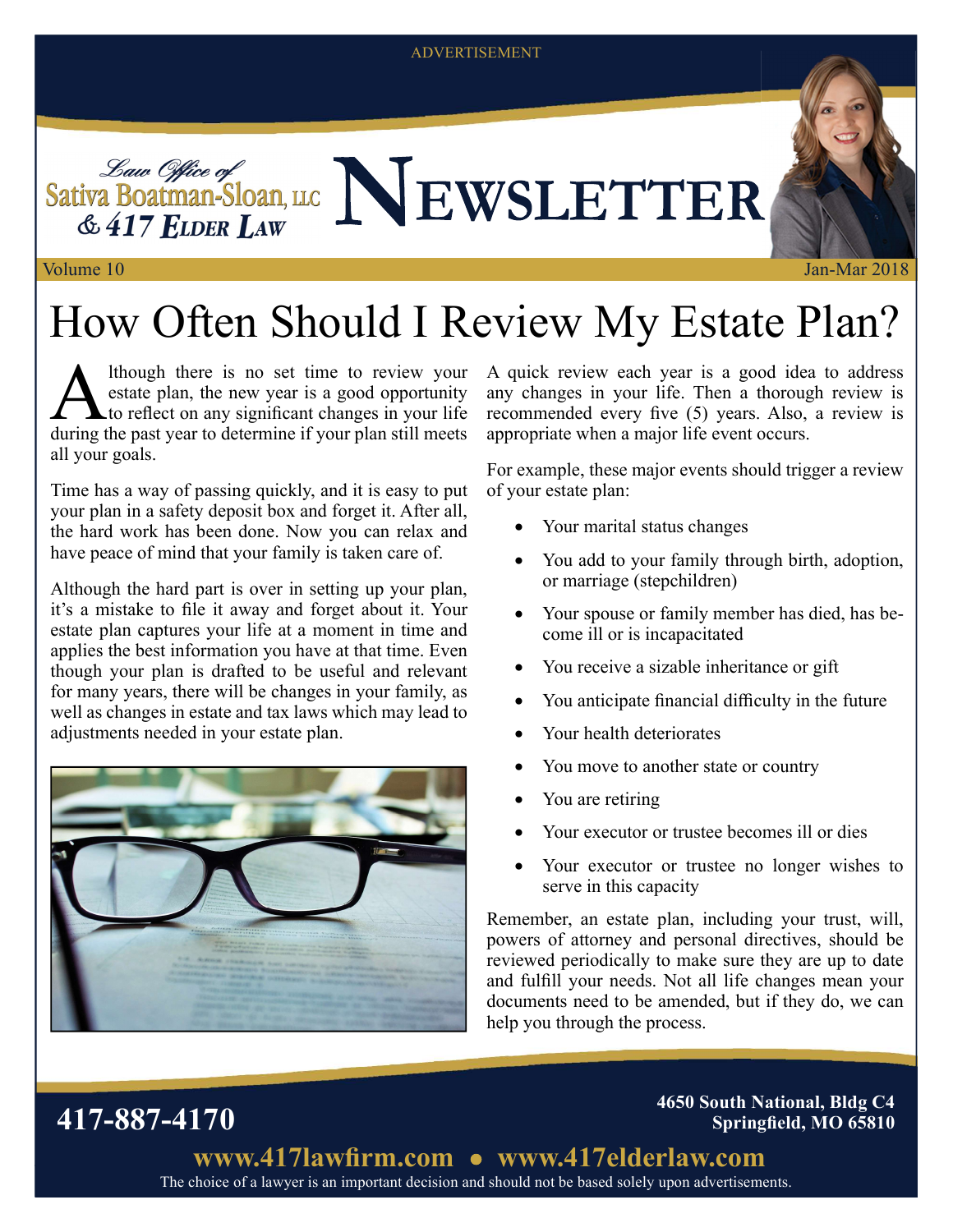ADVERTISEMENT

Law Office of
Sativa Boatman-Sloan, LLC
& 417 Elder Law

# Newsletter

Volume 10 Jan-Mar 2018

# How Often Should I Review My Estate Plan?

Although there is no set time to review your estate plan, the new year is a good opportunity to reflect on any significant changes in your life during the past year to determine if your plan still meets all your goals.

Time has a way of passing quickly, and it is easy to put your plan in a safety deposit box and forget it. After all, the hard work has been done. Now you can relax and have peace of mind that your family is taken care of.

Although the hard part is over in setting up your plan, it's a mistake to file it away and forget about it. Your estate plan captures your life at a moment in time and applies the best information you have at that time. Even though your plan is drafted to be useful and relevant for many years, there will be changes in your family, as well as changes in estate and tax laws which may lead to adjustments needed in your estate plan.

A quick review each year is a good idea to address any changes in your life. Then a thorough review is recommended every five (5) years. Also, a review is appropriate when a major life event occurs.

For example, these major events should trigger a review of your estate plan:

- Your marital status changes
- You add to your family through birth, adoption, or marriage (stepchildren)
- Your spouse or family member has died, has become ill or is incapacitated
- You receive a sizable inheritance or gift
- You anticipate financial difficulty in the future
- Your health deteriorates
- You move to another state or country
- You are retiring
- Your executor or trustee becomes ill or dies
- Your executor or trustee no longer wishes to serve in this capacity

Remember, an estate plan, including your trust, will, powers of attorney and personal directives, should be reviewed periodically to make sure they are up to date and fulfill your needs. Not all life changes mean your documents need to be amended, but if they do, we can help you through the process.

**417-887-4170**

**4650 South National, Bldg C4**
**Springfield, MO 65810**

**www.417lawfirm.com • www.417elderlaw.com**

The choice of a lawyer is an important decision and should not be based solely upon advertisements.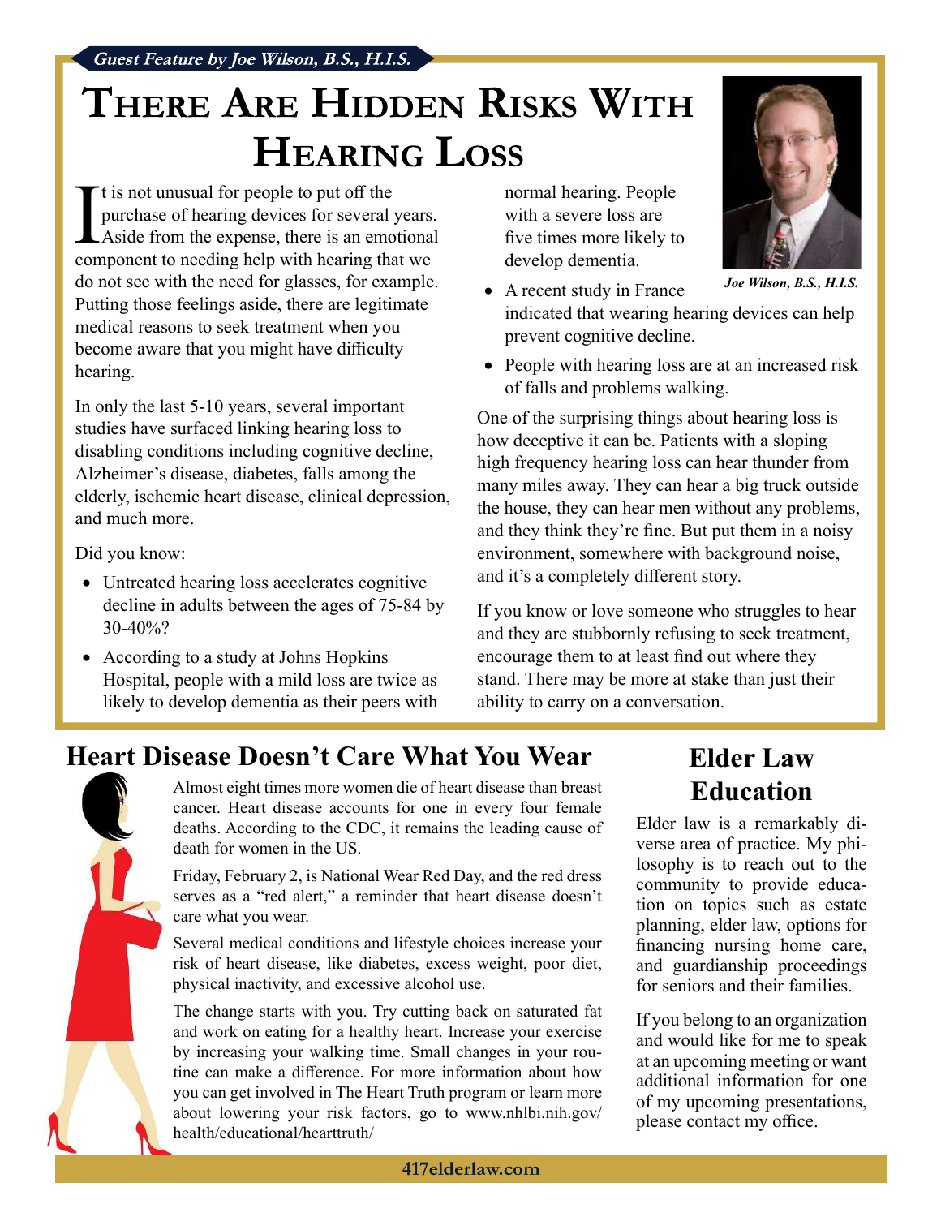*Guest Feature by Joe Wilson, B.S., H.I.S.*

# There Are Hidden Risks With Hearing Loss

It is not unusual for people to put off the purchase of hearing devices for several years. Aside from the expense, there is an emotional component to needing help with hearing that we do not see with the need for glasses, for example. Putting those feelings aside, there are legitimate medical reasons to seek treatment when you become aware that you might have difficulty hearing.

In only the last 5-10 years, several important studies have surfaced linking hearing loss to disabling conditions including cognitive decline, Alzheimer's disease, diabetes, falls among the elderly, ischemic heart disease, clinical depression, and much more.

Did you know:

- Untreated hearing loss accelerates cognitive decline in adults between the ages of 75-84 by 30-40%?
- According to a study at Johns Hopkins Hospital, people with a mild loss are twice as likely to develop dementia as their peers with normal hearing. People with a severe loss are five times more likely to develop dementia.
- A recent study in France indicated that wearing hearing devices can help prevent cognitive decline.
- People with hearing loss are at an increased risk of falls and problems walking.

*Joe Wilson, B.S., H.I.S.*

One of the surprising things about hearing loss is how deceptive it can be. Patients with a sloping high frequency hearing loss can hear thunder from many miles away. They can hear a big truck outside the house, they can hear men without any problems, and they think they're fine. But put them in a noisy environment, somewhere with background noise, and it's a completely different story.

If you know or love someone who struggles to hear and they are stubbornly refusing to seek treatment, encourage them to at least find out where they stand. There may be more at stake than just their ability to carry on a conversation.

## Heart Disease Doesn't Care What You Wear

Almost eight times more women die of heart disease than breast cancer. Heart disease accounts for one in every four female deaths. According to the CDC, it remains the leading cause of death for women in the US.

Friday, February 2, is National Wear Red Day, and the red dress serves as a "red alert," a reminder that heart disease doesn't care what you wear.

Several medical conditions and lifestyle choices increase your risk of heart disease, like diabetes, excess weight, poor diet, physical inactivity, and excessive alcohol use.

The change starts with you. Try cutting back on saturated fat and work on eating for a healthy heart. Increase your exercise by increasing your walking time. Small changes in your routine can make a difference. For more information about how you can get involved in The Heart Truth program or learn more about lowering your risk factors, go to www.nhlbi.nih.gov/health/educational/hearttruth/

## Elder Law Education

Elder law is a remarkably diverse area of practice. My philosophy is to reach out to the community to provide education on topics such as estate planning, elder law, options for financing nursing home care, and guardianship proceedings for seniors and their families.

If you belong to an organization and would like for me to speak at an upcoming meeting or want additional information for one of my upcoming presentations, please contact my office.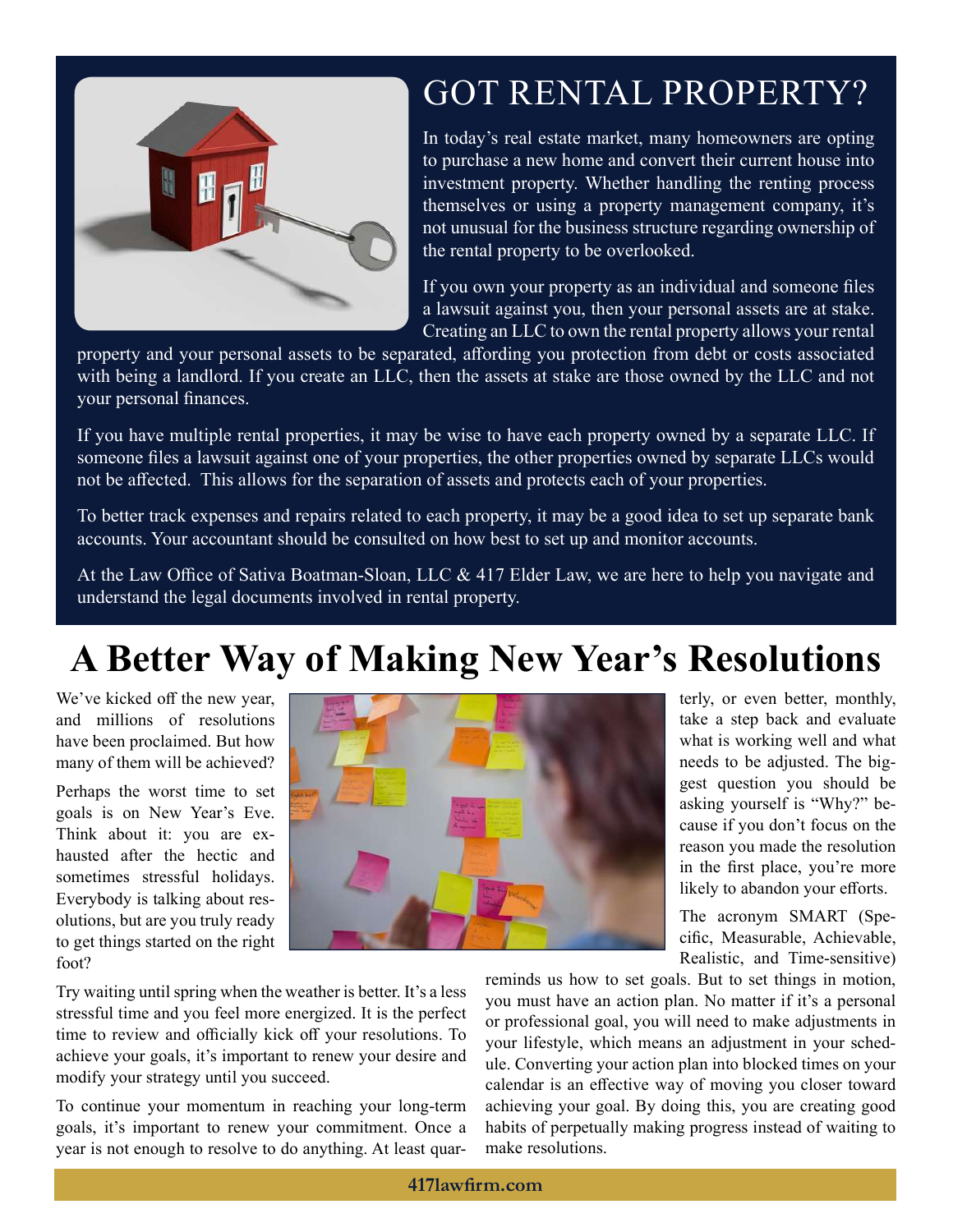# GOT RENTAL PROPERTY?

In today's real estate market, many homeowners are opting to purchase a new home and convert their current house into investment property. Whether handling the renting process themselves or using a property management company, it's not unusual for the business structure regarding ownership of the rental property to be overlooked.

If you own your property as an individual and someone files a lawsuit against you, then your personal assets are at stake. Creating an LLC to own the rental property allows your rental property and your personal assets to be separated, affording you protection from debt or costs associated with being a landlord. If you create an LLC, then the assets at stake are those owned by the LLC and not your personal finances.

If you have multiple rental properties, it may be wise to have each property owned by a separate LLC. If someone files a lawsuit against one of your properties, the other properties owned by separate LLCs would not be affected. This allows for the separation of assets and protects each of your properties.

To better track expenses and repairs related to each property, it may be a good idea to set up separate bank accounts. Your accountant should be consulted on how best to set up and monitor accounts.

At the Law Office of Sativa Boatman-Sloan, LLC & 417 Elder Law, we are here to help you navigate and understand the legal documents involved in rental property.

# A Better Way of Making New Year's Resolutions

We've kicked off the new year, and millions of resolutions have been proclaimed. But how many of them will be achieved?

Perhaps the worst time to set goals is on New Year's Eve. Think about it: you are exhausted after the hectic and sometimes stressful holidays. Everybody is talking about resolutions, but are you truly ready to get things started on the right foot?

Try waiting until spring when the weather is better. It's a less stressful time and you feel more energized. It is the perfect time to review and officially kick off your resolutions. To achieve your goals, it's important to renew your desire and modify your strategy until you succeed.

To continue your momentum in reaching your long-term goals, it's important to renew your commitment. Once a year is not enough to resolve to do anything. At least quarterly, or even better, monthly, take a step back and evaluate what is working well and what needs to be adjusted. The biggest question you should be asking yourself is "Why?" because if you don't focus on the reason you made the resolution in the first place, you're more likely to abandon your efforts.

The acronym SMART (Specific, Measurable, Achievable, Realistic, and Time-sensitive) reminds us how to set goals. But to set things in motion, you must have an action plan. No matter if it's a personal or professional goal, you will need to make adjustments in your lifestyle, which means an adjustment in your schedule. Converting your action plan into blocked times on your calendar is an effective way of moving you closer toward achieving your goal. By doing this, you are creating good habits of perpetually making progress instead of waiting to make resolutions.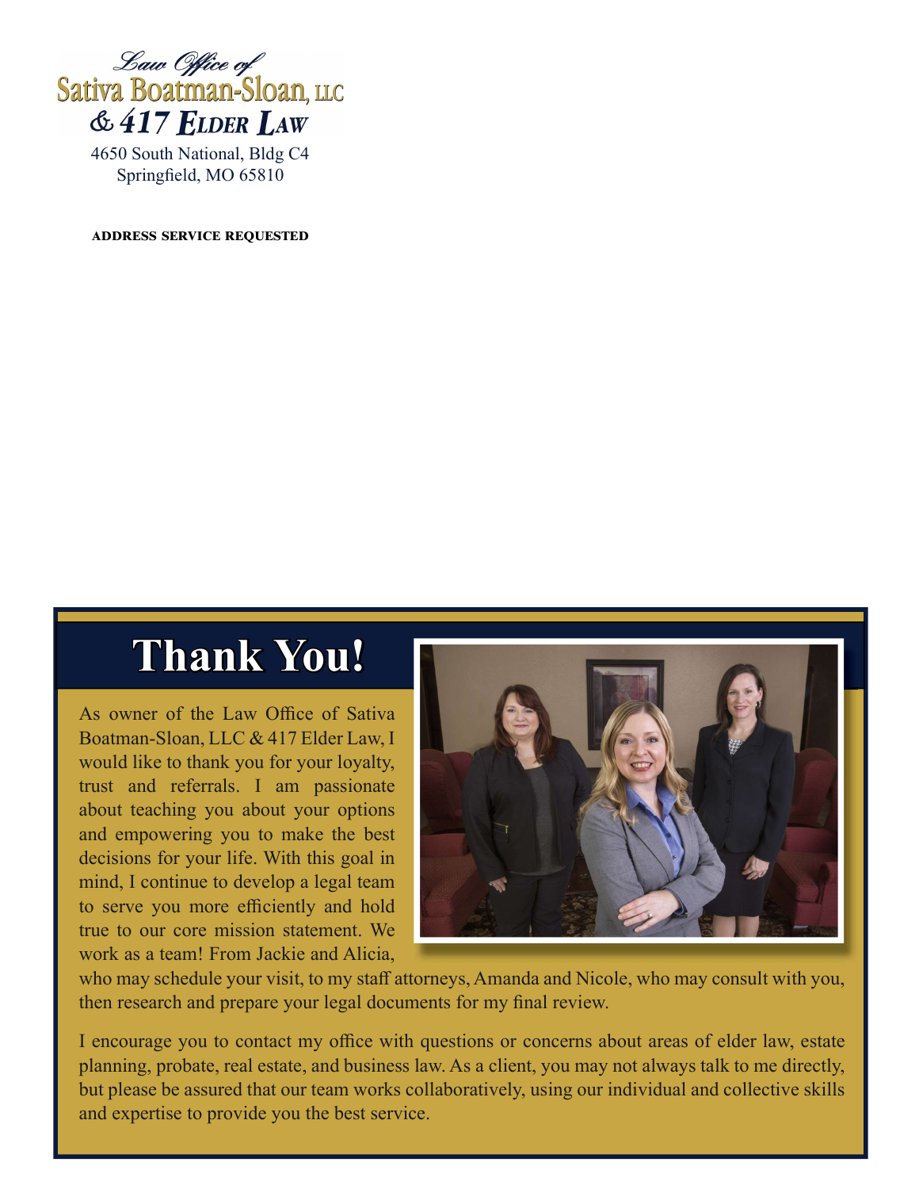*Law Office of*
Sativa Boatman-Sloan, LLC
& 417 ELDER LAW

4650 South National, Bldg C4
Springfield, MO 65810

**ADDRESS SERVICE REQUESTED**

# Thank You!

As owner of the Law Office of Sativa Boatman-Sloan, LLC & 417 Elder Law, I would like to thank you for your loyalty, trust and referrals. I am passionate about teaching you about your options and empowering you to make the best decisions for your life. With this goal in mind, I continue to develop a legal team to serve you more efficiently and hold true to our core mission statement. We work as a team! From Jackie and Alicia, who may schedule your visit, to my staff attorneys, Amanda and Nicole, who may consult with you, then research and prepare your legal documents for my final review.

I encourage you to contact my office with questions or concerns about areas of elder law, estate planning, probate, real estate, and business law. As a client, you may not always talk to me directly, but please be assured that our team works collaboratively, using our individual and collective skills and expertise to provide you the best service.